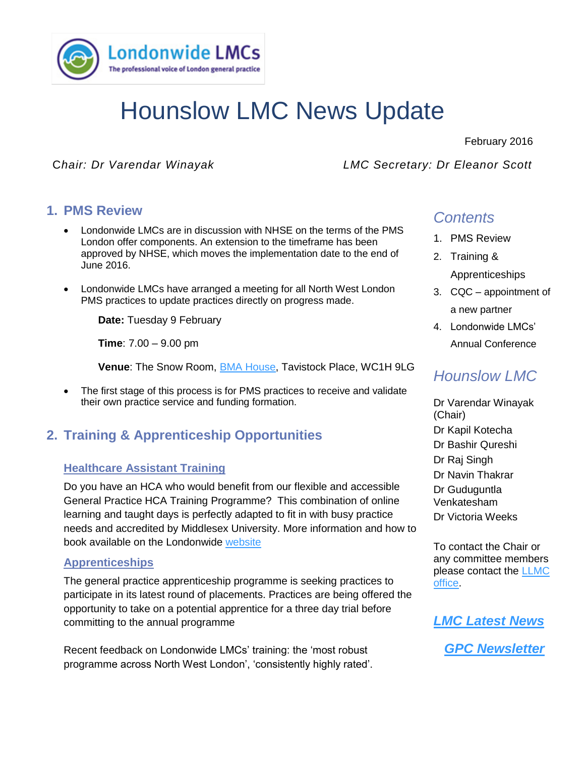# Hounslow LMC News Update

February 2016

*Chair: Dr Varendar Winayak* *LMC Secretary: Dr Eleanor Scott*

## 1. PMS Review

- Londonwide LMCs are in discussion with NHSE on the terms of the PMS London offer components. An extension to the timeframe has been approved by NHSE, which moves the implementation date to the end of June 2016.
- Londonwide LMCs have arranged a meeting for all North West London PMS practices to update practices directly on progress made.

  **Date:** Tuesday 9 February

  **Time**: 7.00 – 9.00 pm

  **Venue**: The Snow Room, BMA House, Tavistock Place, WC1H 9LG
- The first stage of this process is for PMS practices to receive and validate their own practice service and funding formation.

## 2. Training & Apprenticeship Opportunities

### Healthcare Assistant Training

Do you have an HCA who would benefit from our flexible and accessible General Practice HCA Training Programme? This combination of online learning and taught days is perfectly adapted to fit in with busy practice needs and accredited by Middlesex University. More information and how to book available on the Londonwide website

### Apprenticeships

The general practice apprenticeship programme is seeking practices to participate in its latest round of placements. Practices are being offered the opportunity to take on a potential apprentice for a three day trial before committing to the annual programme

Recent feedback on Londonwide LMCs' training: the 'most robust programme across North West London', 'consistently highly rated'.

## Contents

1. PMS Review
2. Training & Apprenticeships
3. CQC – appointment of a new partner
4. Londonwide LMCs' Annual Conference

## Hounslow LMC

Dr Varendar Winayak (Chair)
Dr Kapil Kotecha
Dr Bashir Qureshi
Dr Raj Singh
Dr Navin Thakrar
Dr Guduguntla Venkatesham
Dr Victoria Weeks

To contact the Chair or any committee members please contact the LLMC office.

***LMC Latest News***

***GPC Newsletter***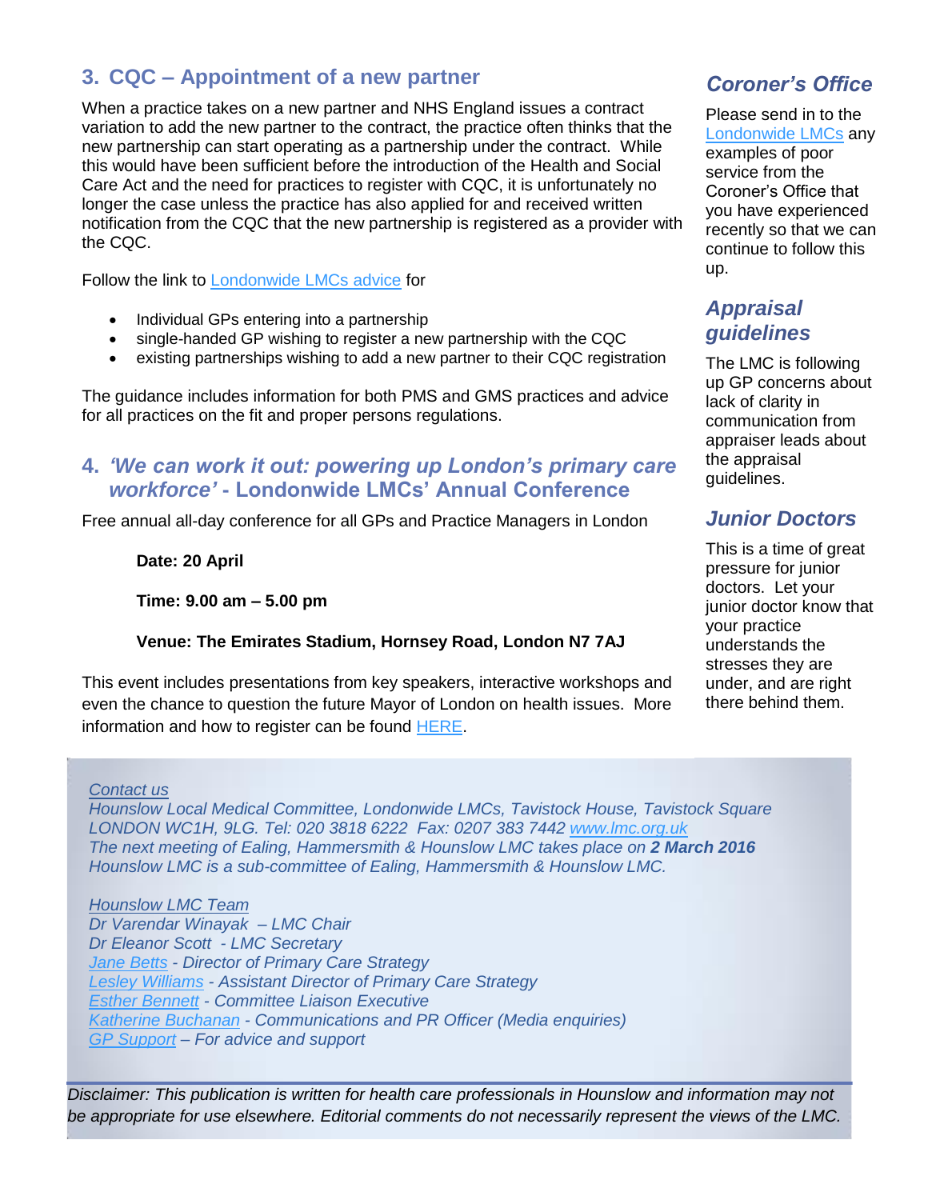## 3. CQC – Appointment of a new partner

When a practice takes on a new partner and NHS England issues a contract variation to add the new partner to the contract, the practice often thinks that the new partnership can start operating as a partnership under the contract. While this would have been sufficient before the introduction of the Health and Social Care Act and the need for practices to register with CQC, it is unfortunately no longer the case unless the practice has also applied for and received written notification from the CQC that the new partnership is registered as a provider with the CQC.

Follow the link to Londonwide LMCs advice for

- Individual GPs entering into a partnership
- single-handed GP wishing to register a new partnership with the CQC
- existing partnerships wishing to add a new partner to their CQC registration

The guidance includes information for both PMS and GMS practices and advice for all practices on the fit and proper persons regulations.

## 4. *'We can work it out: powering up London's primary care workforce'* - Londonwide LMCs' Annual Conference

Free annual all-day conference for all GPs and Practice Managers in London

**Date: 20 April**

**Time: 9.00 am – 5.00 pm**

**Venue: The Emirates Stadium, Hornsey Road, London N7 7AJ**

This event includes presentations from key speakers, interactive workshops and even the chance to question the future Mayor of London on health issues. More information and how to register can be found HERE.

### *Coroner's Office*

Please send in to the Londonwide LMCs any examples of poor service from the Coroner's Office that you have experienced recently so that we can continue to follow this up.

### *Appraisal guidelines*

The LMC is following up GP concerns about lack of clarity in communication from appraiser leads about the appraisal guidelines.

### *Junior Doctors*

This is a time of great pressure for junior doctors. Let your junior doctor know that your practice understands the stresses they are under, and are right there behind them.

*Contact us*
*Hounslow Local Medical Committee, Londonwide LMCs, Tavistock House, Tavistock Square LONDON WC1H, 9LG. Tel: 020 3818 6222 Fax: 0207 383 7442 www.lmc.org.uk*
*The next meeting of Ealing, Hammersmith & Hounslow LMC takes place on **2 March 2016***
*Hounslow LMC is a sub-committee of Ealing, Hammersmith & Hounslow LMC.*

*Hounslow LMC Team*
*Dr Varendar Winayak – LMC Chair*
*Dr Eleanor Scott - LMC Secretary*
*Jane Betts - Director of Primary Care Strategy*
*Lesley Williams - Assistant Director of Primary Care Strategy*
*Esther Bennett - Committee Liaison Executive*
*Katherine Buchanan - Communications and PR Officer (Media enquiries)*
*GP Support – For advice and support*

*Disclaimer: This publication is written for health care professionals in Hounslow and information may not be appropriate for use elsewhere. Editorial comments do not necessarily represent the views of the LMC.*